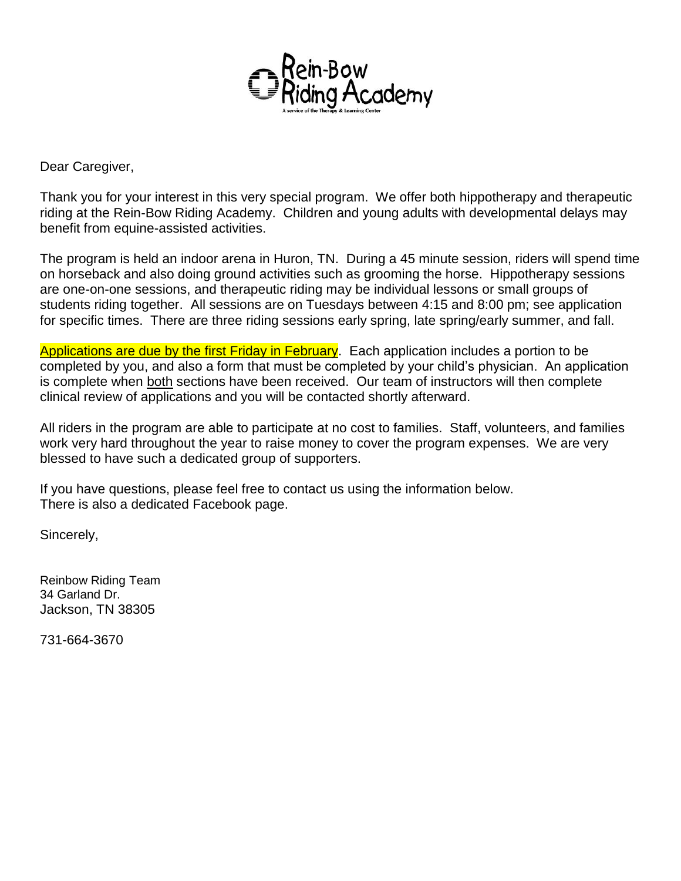Rein-Bow Riding Academy

A service of the Therapy & Learning Center

Dear Caregiver,

Thank you for your interest in this very special program. We offer both hippotherapy and therapeutic riding at the Rein-Bow Riding Academy. Children and young adults with developmental delays may benefit from equine-assisted activities.

The program is held an indoor arena in Huron, TN. During a 45 minute session, riders will spend time on horseback and also doing ground activities such as grooming the horse. Hippotherapy sessions are one-on-one sessions, and therapeutic riding may be individual lessons or small groups of students riding together. All sessions are on Tuesdays between 4:15 and 8:00 pm; see application for specific times. There are three riding sessions early spring, late spring/early summer, and fall.

Applications are due by the first Friday in February. Each application includes a portion to be completed by you, and also a form that must be completed by your child's physician. An application is complete when both sections have been received. Our team of instructors will then complete clinical review of applications and you will be contacted shortly afterward.

All riders in the program are able to participate at no cost to families. Staff, volunteers, and families work very hard throughout the year to raise money to cover the program expenses. We are very blessed to have such a dedicated group of supporters.

If you have questions, please feel free to contact us using the information below.
There is also a dedicated Facebook page.

Sincerely,

Reinbow Riding Team
34 Garland Dr.
Jackson, TN 38305

731-664-3670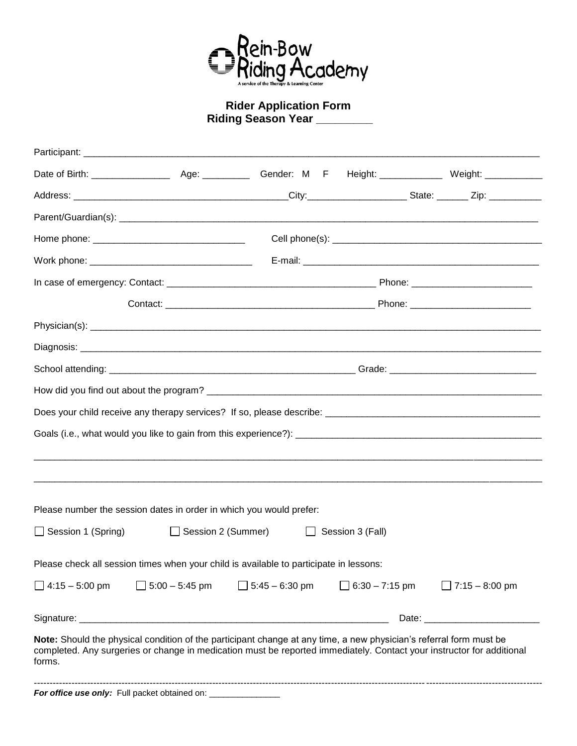Rein-Bow Riding Academy

A service of the Therapy & Learning Center

## Rider Application Form
## Riding Season Year _________

Participant: ______________________________________________________________________________________

Date of Birth: _______________ Age: _________ Gender: M F Height: ____________ Weight: ___________

Address: ________________________________________City:__________________ State: ______ Zip: __________

Parent/Guardian(s): ____________________________________________________________________________

Home phone: _____________________________ Cell phone(s): ________________________________________

Work phone: _______________________________ E-mail: _____________________________________________

In case of emergency: Contact: _______________________________________ Phone: _______________________

Contact: _______________________________________ Phone: _______________________

Physician(s): ___________________________________________________________________________________

Diagnosis: _____________________________________________________________________________________

School attending: _______________________________________________ Grade: ___________________________

How did you find out about the program? ____________________________________________________________

Does your child receive any therapy services? If so, please describe: ________________________________________

Goals (i.e., what would you like to gain from this experience?): ____________________________________________

_______________________________________________________________________________________________

_______________________________________________________________________________________________

Please number the session dates in order in which you would prefer:

☐ Session 1 (Spring) ☐ Session 2 (Summer) ☐ Session 3 (Fall)

Please check all session times when your child is available to participate in lessons:

☐ 4:15 – 5:00 pm ☐ 5:00 – 5:45 pm ☐ 5:45 – 6:30 pm ☐ 6:30 – 7:15 pm ☐ 7:15 – 8:00 pm

Signature: ___________________________________________________________ Date: _____________________

**Note:** Should the physical condition of the participant change at any time, a new physician's referral form must be completed. Any surgeries or change in medication must be reported immediately. Contact your instructor for additional forms.

---

***For office use only:*** Full packet obtained on: ______________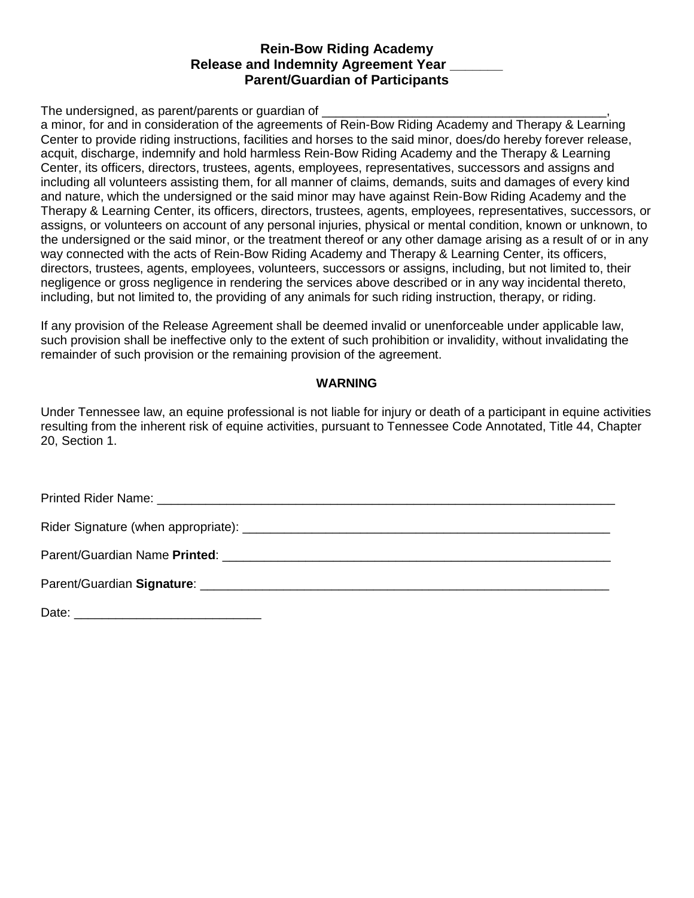**Rein-Bow Riding Academy**
**Release and Indemnity Agreement Year _______**
**Parent/Guardian of Participants**

The undersigned, as parent/parents or guardian of __________________________________________, a minor, for and in consideration of the agreements of Rein-Bow Riding Academy and Therapy & Learning Center to provide riding instructions, facilities and horses to the said minor, does/do hereby forever release, acquit, discharge, indemnify and hold harmless Rein-Bow Riding Academy and the Therapy & Learning Center, its officers, directors, trustees, agents, employees, representatives, successors and assigns and including all volunteers assisting them, for all manner of claims, demands, suits and damages of every kind and nature, which the undersigned or the said minor may have against Rein-Bow Riding Academy and the Therapy & Learning Center, its officers, directors, trustees, agents, employees, representatives, successors, or assigns, or volunteers on account of any personal injuries, physical or mental condition, known or unknown, to the undersigned or the said minor, or the treatment thereof or any other damage arising as a result of or in any way connected with the acts of Rein-Bow Riding Academy and Therapy & Learning Center, its officers, directors, trustees, agents, employees, volunteers, successors or assigns, including, but not limited to, their negligence or gross negligence in rendering the services above described or in any way incidental thereto, including, but not limited to, the providing of any animals for such riding instruction, therapy, or riding.

If any provision of the Release Agreement shall be deemed invalid or unenforceable under applicable law, such provision shall be ineffective only to the extent of such prohibition or invalidity, without invalidating the remainder of such provision or the remaining provision of the agreement.

**WARNING**

Under Tennessee law, an equine professional is not liable for injury or death of a participant in equine activities resulting from the inherent risk of equine activities, pursuant to Tennessee Code Annotated, Title 44, Chapter 20, Section 1.

Printed Rider Name: ______________________________________________________________________

Rider Signature (when appropriate): _______________________________________________________

Parent/Guardian Name **Printed**: __________________________________________________________

Parent/Guardian **Signature**: _____________________________________________________________

Date: ___________________________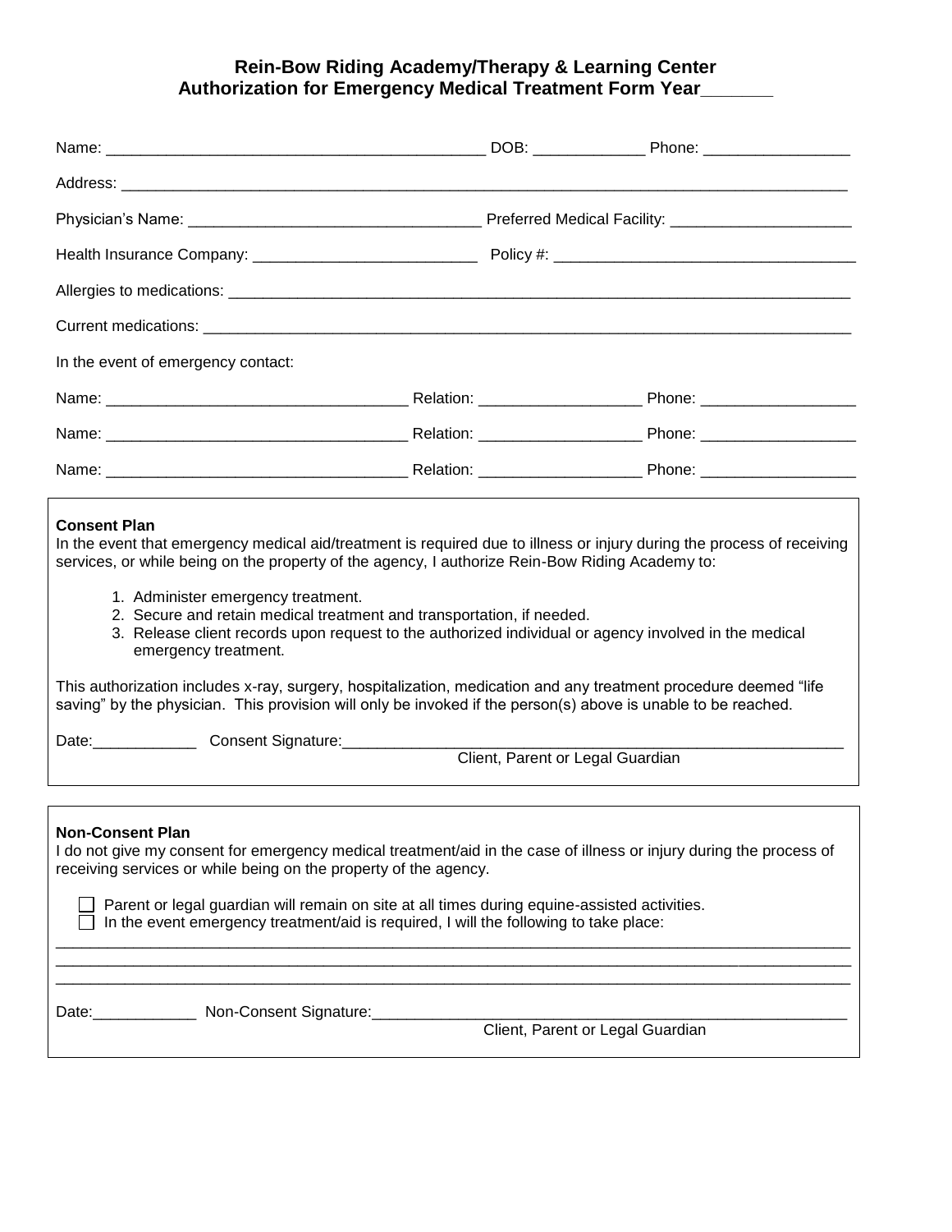## Rein-Bow Riding Academy/Therapy & Learning Center
## Authorization for Emergency Medical Treatment Form Year_______

Name: ___________________________________________ DOB: _____________ Phone: _________________

Address: ______________________________________________________________________________________

Physician's Name: _________________________________ Preferred Medical Facility: _____________________

Health Insurance Company: __________________________ Policy #: __________________________________

Allergies to medications: _______________________________________________________________________

Current medications: ___________________________________________________________________________

In the event of emergency contact:

Name: __________________________________ Relation: ___________________ Phone: __________________

Name: __________________________________ Relation: ___________________ Phone: __________________

Name: __________________________________ Relation: ___________________ Phone: __________________

**Consent Plan**
In the event that emergency medical aid/treatment is required due to illness or injury during the process of receiving services, or while being on the property of the agency, I authorize Rein-Bow Riding Academy to:

1. Administer emergency treatment.
2. Secure and retain medical treatment and transportation, if needed.
3. Release client records upon request to the authorized individual or agency involved in the medical emergency treatment.

This authorization includes x-ray, surgery, hospitalization, medication and any treatment procedure deemed "life saving" by the physician. This provision will only be invoked if the person(s) above is unable to be reached.

Date:____________ Consent Signature:__________________________________________________________

Client, Parent or Legal Guardian

**Non-Consent Plan**
I do not give my consent for emergency medical treatment/aid in the case of illness or injury during the process of receiving services or while being on the property of the agency.

- ☐ Parent or legal guardian will remain on site at all times during equine-assisted activities.
- ☐ In the event emergency treatment/aid is required, I will the following to take place:

_____________________________________________________________________________________________
_____________________________________________________________________________________________
_____________________________________________________________________________________________

Date:____________ Non-Consent Signature:______________________________________________________

Client, Parent or Legal Guardian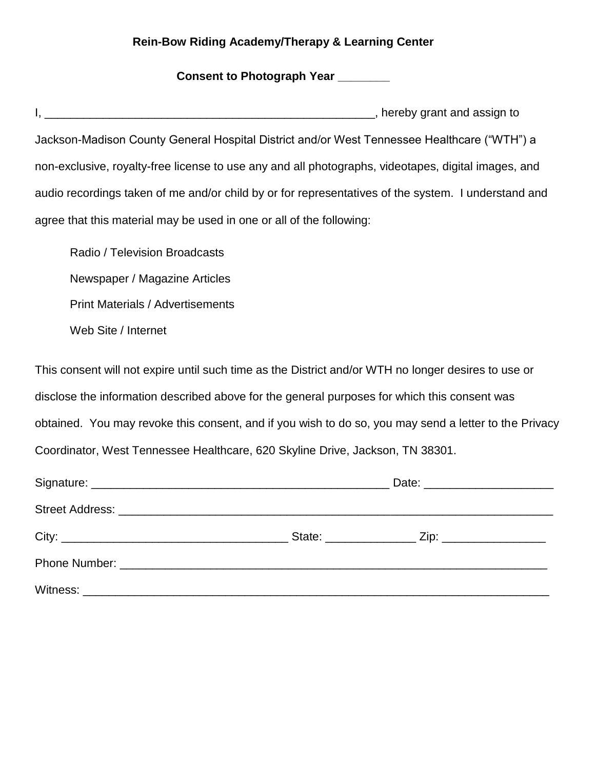**Rein-Bow Riding Academy/Therapy & Learning Center**

**Consent to Photograph Year _______**

I, ___________________________________________________, hereby grant and assign to Jackson-Madison County General Hospital District and/or West Tennessee Healthcare ("WTH") a non-exclusive, royalty-free license to use any and all photographs, videotapes, digital images, and audio recordings taken of me and/or child by or for representatives of the system. I understand and agree that this material may be used in one or all of the following:

Radio / Television Broadcasts

Newspaper / Magazine Articles

Print Materials / Advertisements

Web Site / Internet

This consent will not expire until such time as the District and/or WTH no longer desires to use or disclose the information described above for the general purposes for which this consent was obtained. You may revoke this consent, and if you wish to do so, you may send a letter to the Privacy Coordinator, West Tennessee Healthcare, 620 Skyline Drive, Jackson, TN 38301.

Signature: _______________________________________________ Date: ___________________

Street Address: _____________________________________________________________________

City: ___________________________________ State: _____________ Zip: _______________

Phone Number: _____________________________________________________________________

Witness: __________________________________________________________________________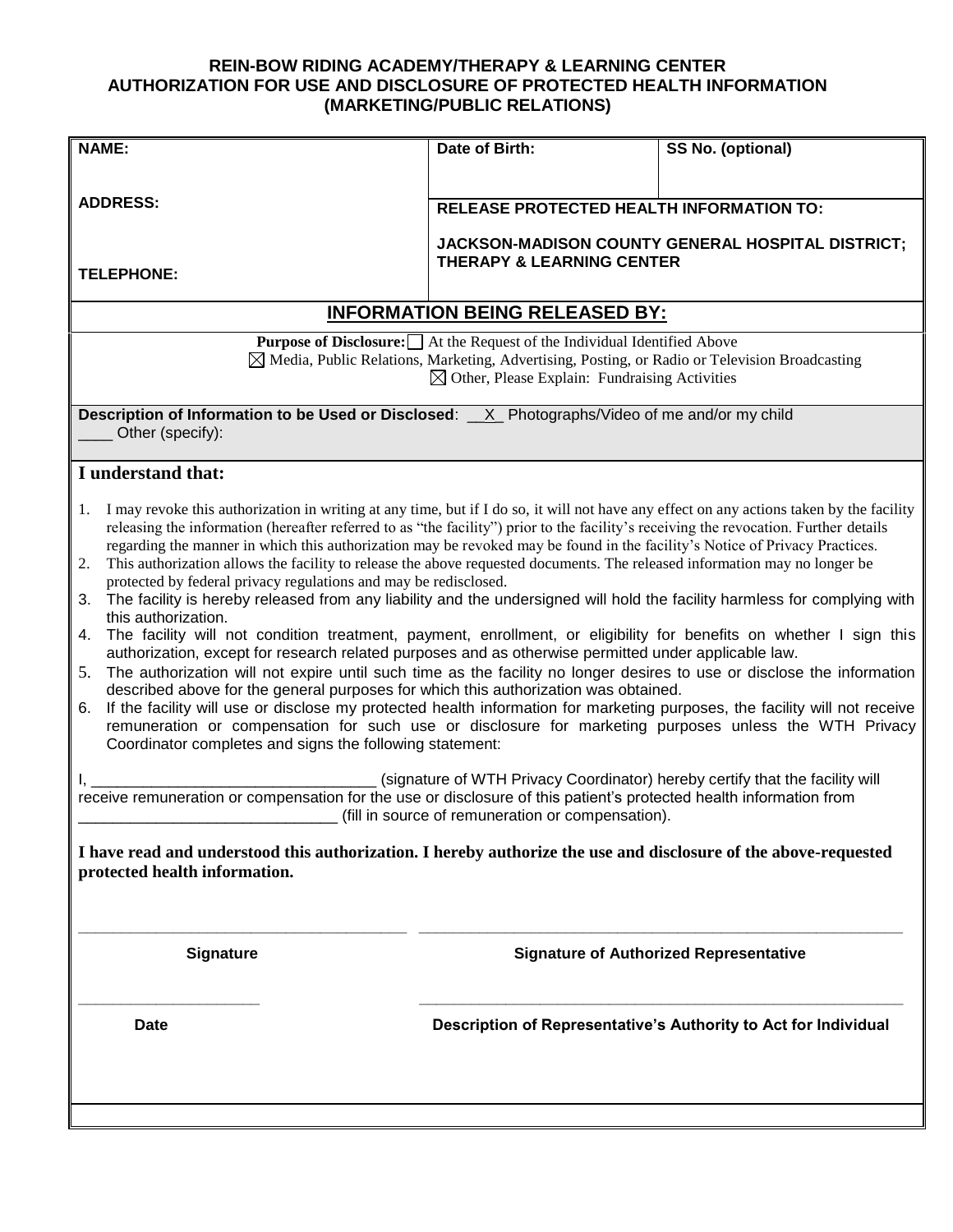**REIN-BOW RIDING ACADEMY/THERAPY & LEARNING CENTER**
**AUTHORIZATION FOR USE AND DISCLOSURE OF PROTECTED HEALTH INFORMATION (MARKETING/PUBLIC RELATIONS)**

| | | |
|---|---|---|
| **NAME:** | **Date of Birth:** | **SS No. (optional)** |
| **ADDRESS:**<br><br>**TELEPHONE:** | **RELEASE PROTECTED HEALTH INFORMATION TO:**<br><br>**JACKSON-MADISON COUNTY GENERAL HOSPITAL DISTRICT; THERAPY & LEARNING CENTER** | |

## INFORMATION BEING RELEASED BY:

**Purpose of Disclosure:** ☐ At the Request of the Individual Identified Above
☒ Media, Public Relations, Marketing, Advertising, Posting, or Radio or Television Broadcasting
☒ Other, Please Explain: Fundraising Activities

**Description of Information to be Used or Disclosed**: __X_ Photographs/Video of me and/or my child
____ Other (specify):

**I understand that:**

1. I may revoke this authorization in writing at any time, but if I do so, it will not have any effect on any actions taken by the facility releasing the information (hereafter referred to as "the facility") prior to the facility's receiving the revocation. Further details regarding the manner in which this authorization may be revoked may be found in the facility's Notice of Privacy Practices.
2. This authorization allows the facility to release the above requested documents. The released information may no longer be protected by federal privacy regulations and may be redisclosed.
3. The facility is hereby released from any liability and the undersigned will hold the facility harmless for complying with this authorization.
4. The facility will not condition treatment, payment, enrollment, or eligibility for benefits on whether I sign this authorization, except for research related purposes and as otherwise permitted under applicable law.
5. The authorization will not expire until such time as the facility no longer desires to use or disclose the information described above for the general purposes for which this authorization was obtained.
6. If the facility will use or disclose my protected health information for marketing purposes, the facility will not receive remuneration or compensation for such use or disclosure for marketing purposes unless the WTH Privacy Coordinator completes and signs the following statement:

I, _________________________________ (signature of WTH Privacy Coordinator) hereby certify that the facility will receive remuneration or compensation for the use or disclosure of this patient's protected health information from ______________________________ (fill in source of remuneration or compensation).

**I have read and understood this authorization. I hereby authorize the use and disclosure of the above-requested protected health information.**

| | |
|---|---|
| _______________________________________ | _______________________________________ |
| **Signature** | **Signature of Authorized Representative** |
| _____________________ | _______________________________________ |
| **Date** | **Description of Representative's Authority to Act for Individual** |